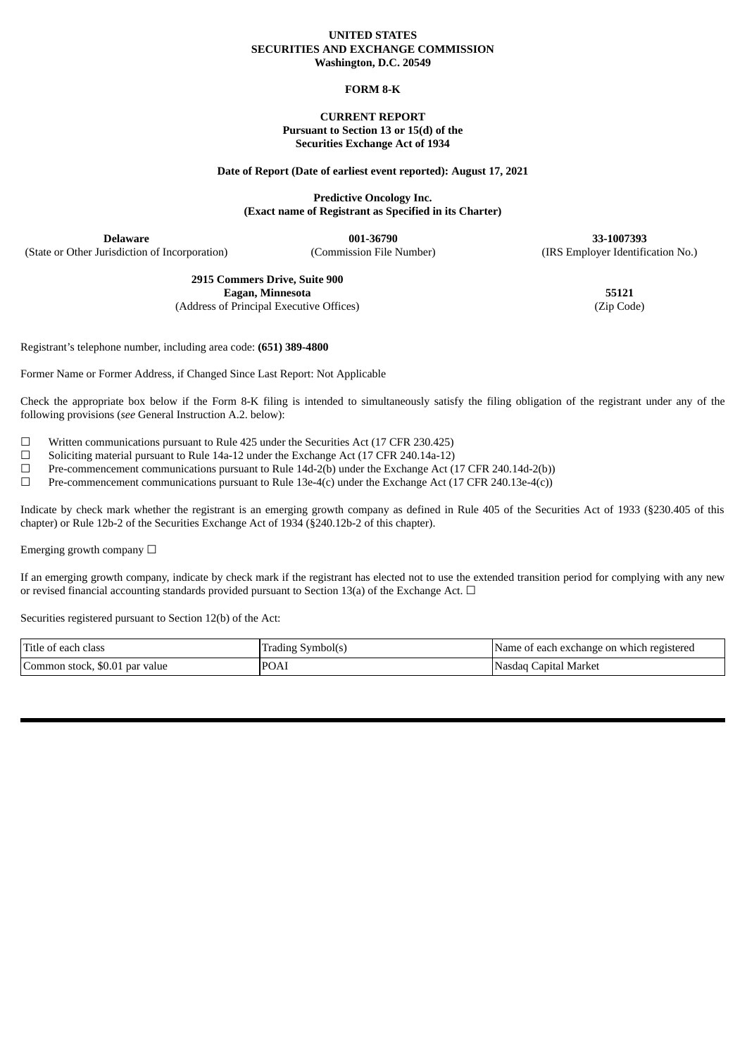**UNITED STATES**
**SECURITIES AND EXCHANGE COMMISSION**
**Washington, D.C. 20549**

**FORM 8-K**

**CURRENT REPORT**
**Pursuant to Section 13 or 15(d) of the**
**Securities Exchange Act of 1934**

**Date of Report (Date of earliest event reported): August 17, 2021**

**Predictive Oncology Inc.**
**(Exact name of Registrant as Specified in its Charter)**

| **Delaware** | **001-36790** | **33-1007393** |
|---|---|---|
| (State or Other Jurisdiction of Incorporation) | (Commission File Number) | (IRS Employer Identification No.) |

| **2915 Commers Drive, Suite 900 Eagan, Minnesota** | **55121** |
|---|---|
| (Address of Principal Executive Offices) | (Zip Code) |

Registrant's telephone number, including area code: **(651) 389-4800**

Former Name or Former Address, if Changed Since Last Report: Not Applicable

Check the appropriate box below if the Form 8-K filing is intended to simultaneously satisfy the filing obligation of the registrant under any of the following provisions (*see* General Instruction A.2. below):

☐ Written communications pursuant to Rule 425 under the Securities Act (17 CFR 230.425)
☐ Soliciting material pursuant to Rule 14a-12 under the Exchange Act (17 CFR 240.14a-12)
☐ Pre-commencement communications pursuant to Rule 14d-2(b) under the Exchange Act (17 CFR 240.14d-2(b))
☐ Pre-commencement communications pursuant to Rule 13e-4(c) under the Exchange Act (17 CFR 240.13e-4(c))

Indicate by check mark whether the registrant is an emerging growth company as defined in Rule 405 of the Securities Act of 1933 (§230.405 of this chapter) or Rule 12b-2 of the Securities Exchange Act of 1934 (§240.12b-2 of this chapter).

Emerging growth company ☐

If an emerging growth company, indicate by check mark if the registrant has elected not to use the extended transition period for complying with any new or revised financial accounting standards provided pursuant to Section 13(a) of the Exchange Act. ☐

Securities registered pursuant to Section 12(b) of the Act:

| Title of each class | Trading Symbol(s) | Name of each exchange on which registered |
|---|---|---|
| Common stock, $0.01 par value | POAI | Nasdaq Capital Market |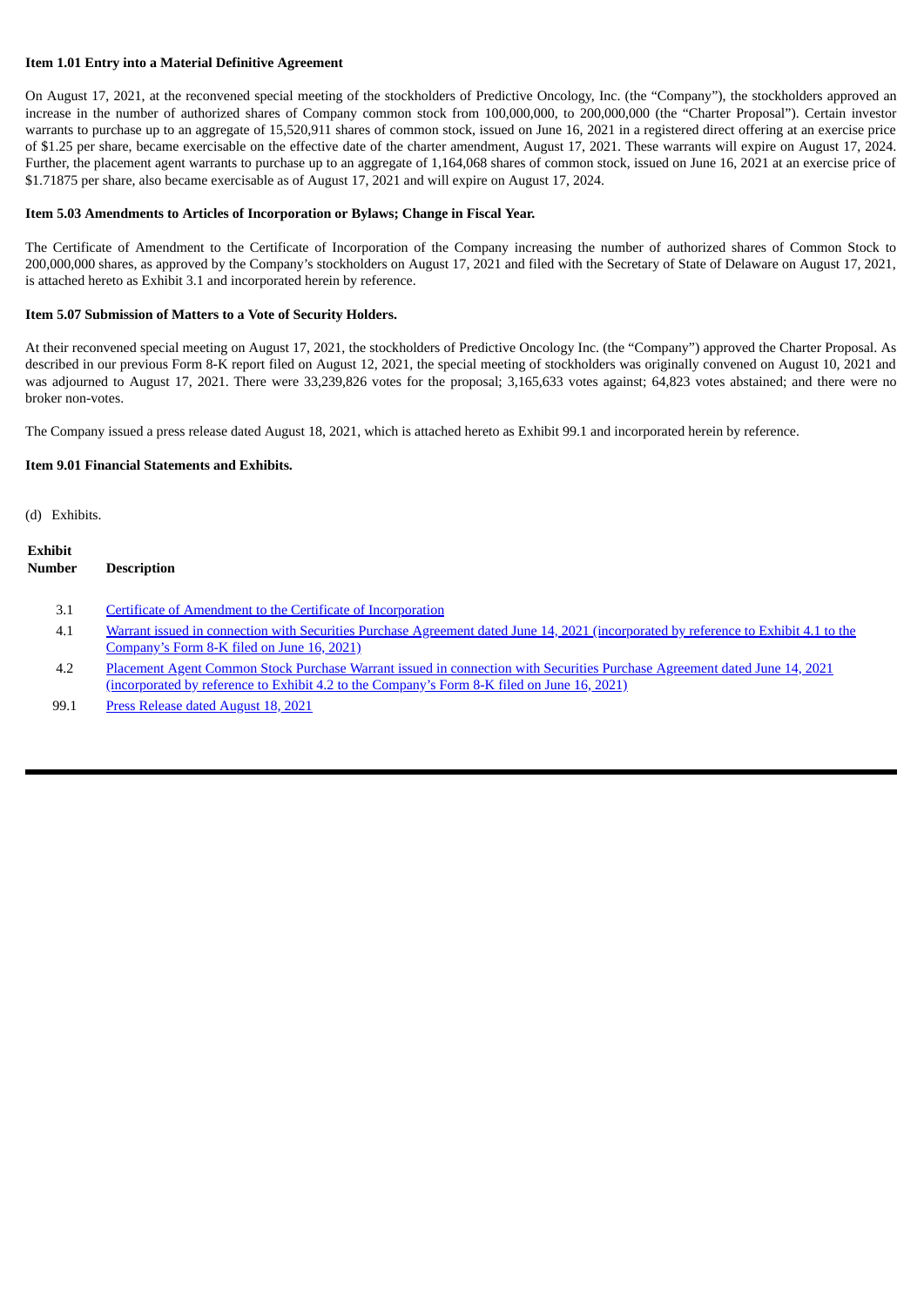**Item 1.01 Entry into a Material Definitive Agreement**

On August 17, 2021, at the reconvened special meeting of the stockholders of Predictive Oncology, Inc. (the "Company"), the stockholders approved an increase in the number of authorized shares of Company common stock from 100,000,000, to 200,000,000 (the "Charter Proposal"). Certain investor warrants to purchase up to an aggregate of 15,520,911 shares of common stock, issued on June 16, 2021 in a registered direct offering at an exercise price of $1.25 per share, became exercisable on the effective date of the charter amendment, August 17, 2021. These warrants will expire on August 17, 2024. Further, the placement agent warrants to purchase up to an aggregate of 1,164,068 shares of common stock, issued on June 16, 2021 at an exercise price of $1.71875 per share, also became exercisable as of August 17, 2021 and will expire on August 17, 2024.

**Item 5.03 Amendments to Articles of Incorporation or Bylaws; Change in Fiscal Year.**

The Certificate of Amendment to the Certificate of Incorporation of the Company increasing the number of authorized shares of Common Stock to 200,000,000 shares, as approved by the Company's stockholders on August 17, 2021 and filed with the Secretary of State of Delaware on August 17, 2021, is attached hereto as Exhibit 3.1 and incorporated herein by reference.

**Item 5.07 Submission of Matters to a Vote of Security Holders.**

At their reconvened special meeting on August 17, 2021, the stockholders of Predictive Oncology Inc. (the "Company") approved the Charter Proposal. As described in our previous Form 8-K report filed on August 12, 2021, the special meeting of stockholders was originally convened on August 10, 2021 and was adjourned to August 17, 2021. There were 33,239,826 votes for the proposal; 3,165,633 votes against; 64,823 votes abstained; and there were no broker non-votes.

The Company issued a press release dated August 18, 2021, which is attached hereto as Exhibit 99.1 and incorporated herein by reference.

**Item 9.01 Financial Statements and Exhibits.**

(d) Exhibits.

| Exhibit Number | Description |
|---|---|
| 3.1 | Certificate of Amendment to the Certificate of Incorporation |
| 4.1 | Warrant issued in connection with Securities Purchase Agreement dated June 14, 2021 (incorporated by reference to Exhibit 4.1 to the Company's Form 8-K filed on June 16, 2021) |
| 4.2 | Placement Agent Common Stock Purchase Warrant issued in connection with Securities Purchase Agreement dated June 14, 2021 (incorporated by reference to Exhibit 4.2 to the Company's Form 8-K filed on June 16, 2021) |
| 99.1 | Press Release dated August 18, 2021 |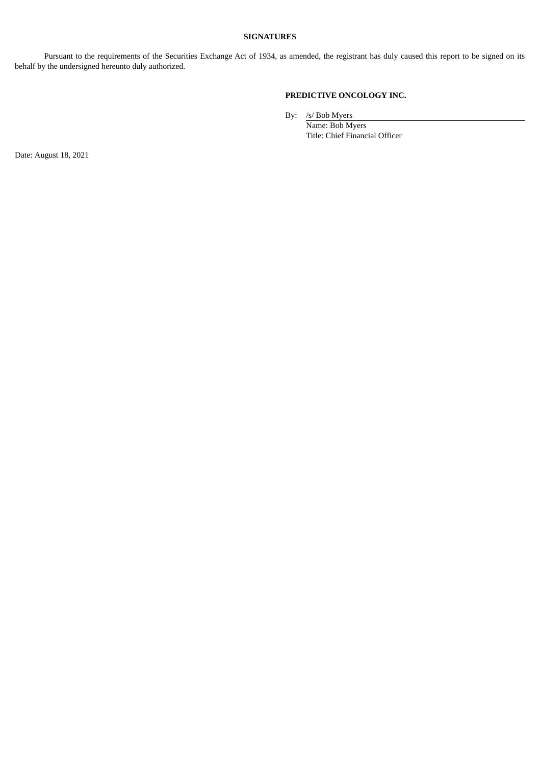**SIGNATURES**

Pursuant to the requirements of the Securities Exchange Act of 1934, as amended, the registrant has duly caused this report to be signed on its behalf by the undersigned hereunto duly authorized.

**PREDICTIVE ONCOLOGY INC.**

By: /s/ Bob Myers
Name: Bob Myers
Title: Chief Financial Officer

Date: August 18, 2021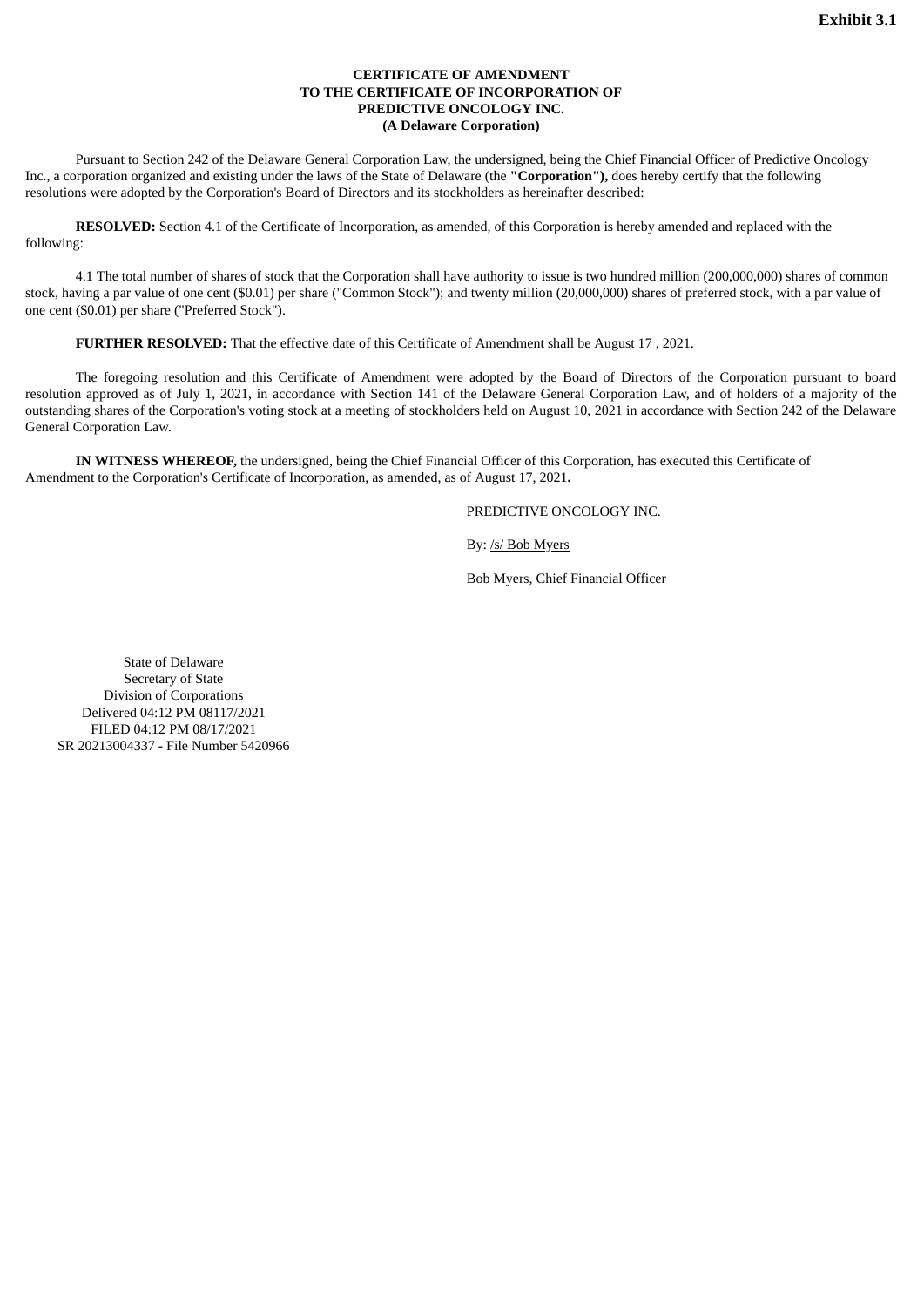**Exhibit 3.1**

**CERTIFICATE OF AMENDMENT**
**TO THE CERTIFICATE OF INCORPORATION OF**
**PREDICTIVE ONCOLOGY INC.**
**(A Delaware Corporation)**

Pursuant to Section 242 of the Delaware General Corporation Law, the undersigned, being the Chief Financial Officer of Predictive Oncology Inc., a corporation organized and existing under the laws of the State of Delaware (the **"Corporation"),** does hereby certify that the following resolutions were adopted by the Corporation's Board of Directors and its stockholders as hereinafter described:

**RESOLVED:** Section 4.1 of the Certificate of Incorporation, as amended, of this Corporation is hereby amended and replaced with the following:

4.1 The total number of shares of stock that the Corporation shall have authority to issue is two hundred million (200,000,000) shares of common stock, having a par value of one cent ($0.01) per share ("Common Stock"); and twenty million (20,000,000) shares of preferred stock, with a par value of one cent ($0.01) per share ("Preferred Stock").

**FURTHER RESOLVED:** That the effective date of this Certificate of Amendment shall be August 17 , 2021.

The foregoing resolution and this Certificate of Amendment were adopted by the Board of Directors of the Corporation pursuant to board resolution approved as of July 1, 2021, in accordance with Section 141 of the Delaware General Corporation Law, and of holders of a majority of the outstanding shares of the Corporation's voting stock at a meeting of stockholders held on August 10, 2021 in accordance with Section 242 of the Delaware General Corporation Law.

**IN WITNESS WHEREOF,** the undersigned, being the Chief Financial Officer of this Corporation, has executed this Certificate of Amendment to the Corporation's Certificate of Incorporation, as amended, as of August 17, 2021**.**

PREDICTIVE ONCOLOGY INC.

By: /s/ Bob Myers

Bob Myers, Chief Financial Officer

State of Delaware
Secretary of State
Division of Corporations
Delivered 04:12 PM 08117/2021
FILED 04:12 PM 08/17/2021
SR 20213004337 - File Number 5420966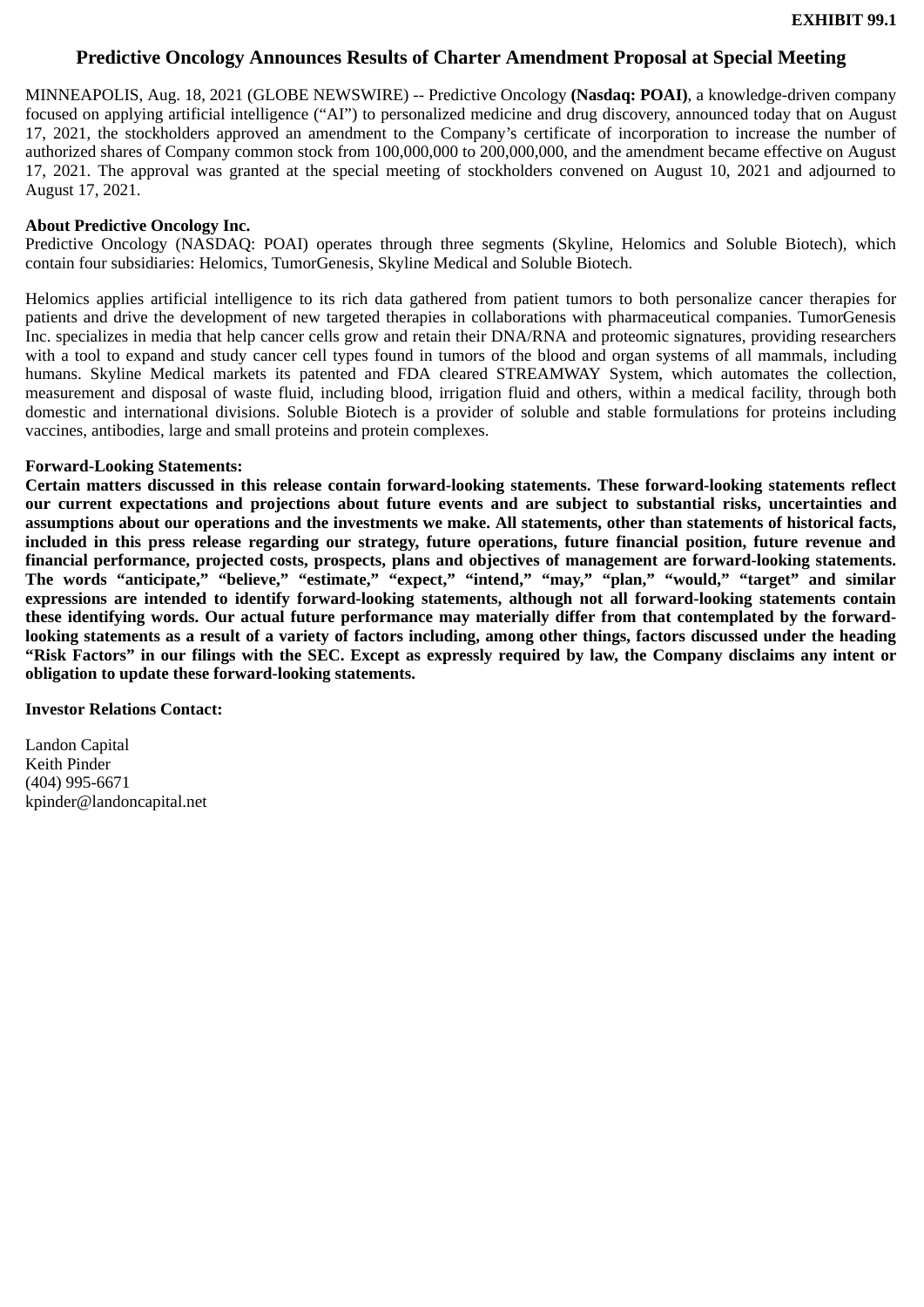**EXHIBIT 99.1**

# Predictive Oncology Announces Results of Charter Amendment Proposal at Special Meeting

MINNEAPOLIS, Aug. 18, 2021 (GLOBE NEWSWIRE) -- Predictive Oncology **(Nasdaq: POAI)**, a knowledge-driven company focused on applying artificial intelligence ("AI") to personalized medicine and drug discovery, announced today that on August 17, 2021, the stockholders approved an amendment to the Company's certificate of incorporation to increase the number of authorized shares of Company common stock from 100,000,000 to 200,000,000, and the amendment became effective on August 17, 2021. The approval was granted at the special meeting of stockholders convened on August 10, 2021 and adjourned to August 17, 2021.

**About Predictive Oncology Inc.**

Predictive Oncology (NASDAQ: POAI) operates through three segments (Skyline, Helomics and Soluble Biotech), which contain four subsidiaries: Helomics, TumorGenesis, Skyline Medical and Soluble Biotech.

Helomics applies artificial intelligence to its rich data gathered from patient tumors to both personalize cancer therapies for patients and drive the development of new targeted therapies in collaborations with pharmaceutical companies. TumorGenesis Inc. specializes in media that help cancer cells grow and retain their DNA/RNA and proteomic signatures, providing researchers with a tool to expand and study cancer cell types found in tumors of the blood and organ systems of all mammals, including humans. Skyline Medical markets its patented and FDA cleared STREAMWAY System, which automates the collection, measurement and disposal of waste fluid, including blood, irrigation fluid and others, within a medical facility, through both domestic and international divisions. Soluble Biotech is a provider of soluble and stable formulations for proteins including vaccines, antibodies, large and small proteins and protein complexes.

**Forward-Looking Statements:**

**Certain matters discussed in this release contain forward-looking statements. These forward-looking statements reflect our current expectations and projections about future events and are subject to substantial risks, uncertainties and assumptions about our operations and the investments we make. All statements, other than statements of historical facts, included in this press release regarding our strategy, future operations, future financial position, future revenue and financial performance, projected costs, prospects, plans and objectives of management are forward-looking statements. The words "anticipate," "believe," "estimate," "expect," "intend," "may," "plan," "would," "target" and similar expressions are intended to identify forward-looking statements, although not all forward-looking statements contain these identifying words. Our actual future performance may materially differ from that contemplated by the forward-looking statements as a result of a variety of factors including, among other things, factors discussed under the heading "Risk Factors" in our filings with the SEC. Except as expressly required by law, the Company disclaims any intent or obligation to update these forward-looking statements.**

**Investor Relations Contact:**

Landon Capital
Keith Pinder
(404) 995-6671
kpinder@landoncapital.net